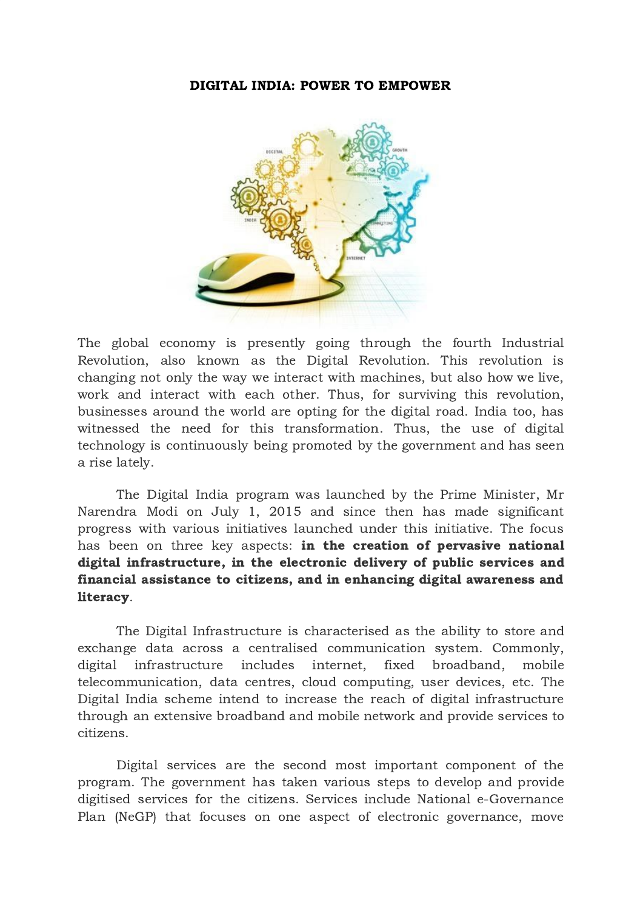# DIGITAL INDIA: POWER TO EMPOWER

The global economy is presently going through the fourth Industrial Revolution, also known as the Digital Revolution. This revolution is changing not only the way we interact with machines, but also how we live, work and interact with each other. Thus, for surviving this revolution, businesses around the world are opting for the digital road. India too, has witnessed the need for this transformation. Thus, the use of digital technology is continuously being promoted by the government and has seen a rise lately.

The Digital India program was launched by the Prime Minister, Mr Narendra Modi on July 1, 2015 and since then has made significant progress with various initiatives launched under this initiative. The focus has been on three key aspects: **in the creation of pervasive national digital infrastructure, in the electronic delivery of public services and financial assistance to citizens, and in enhancing digital awareness and literacy**.

The Digital Infrastructure is characterised as the ability to store and exchange data across a centralised communication system. Commonly, digital infrastructure includes internet, fixed broadband, mobile telecommunication, data centres, cloud computing, user devices, etc. The Digital India scheme intend to increase the reach of digital infrastructure through an extensive broadband and mobile network and provide services to citizens.

Digital services are the second most important component of the program. The government has taken various steps to develop and provide digitised services for the citizens. Services include National e-Governance Plan (NeGP) that focuses on one aspect of electronic governance, move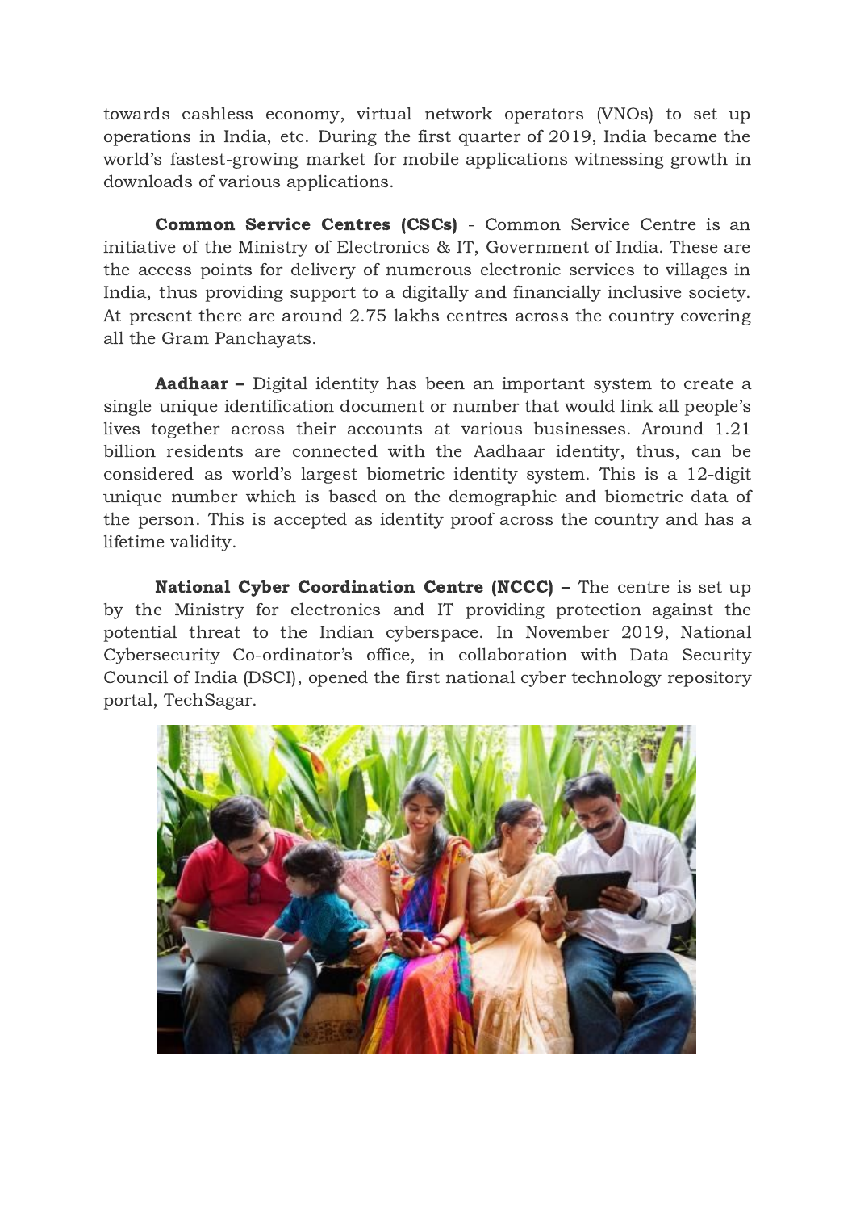towards cashless economy, virtual network operators (VNOs) to set up operations in India, etc. During the first quarter of 2019, India became the world's fastest-growing market for mobile applications witnessing growth in downloads of various applications.

**Common Service Centres (CSCs)** - Common Service Centre is an initiative of the Ministry of Electronics & IT, Government of India. These are the access points for delivery of numerous electronic services to villages in India, thus providing support to a digitally and financially inclusive society. At present there are around 2.75 lakhs centres across the country covering all the Gram Panchayats.

**Aadhaar –** Digital identity has been an important system to create a single unique identification document or number that would link all people's lives together across their accounts at various businesses. Around 1.21 billion residents are connected with the Aadhaar identity, thus, can be considered as world's largest biometric identity system. This is a 12-digit unique number which is based on the demographic and biometric data of the person. This is accepted as identity proof across the country and has a lifetime validity.

**National Cyber Coordination Centre (NCCC) –** The centre is set up by the Ministry for electronics and IT providing protection against the potential threat to the Indian cyberspace. In November 2019, National Cybersecurity Co-ordinator's office, in collaboration with Data Security Council of India (DSCI), opened the first national cyber technology repository portal, TechSagar.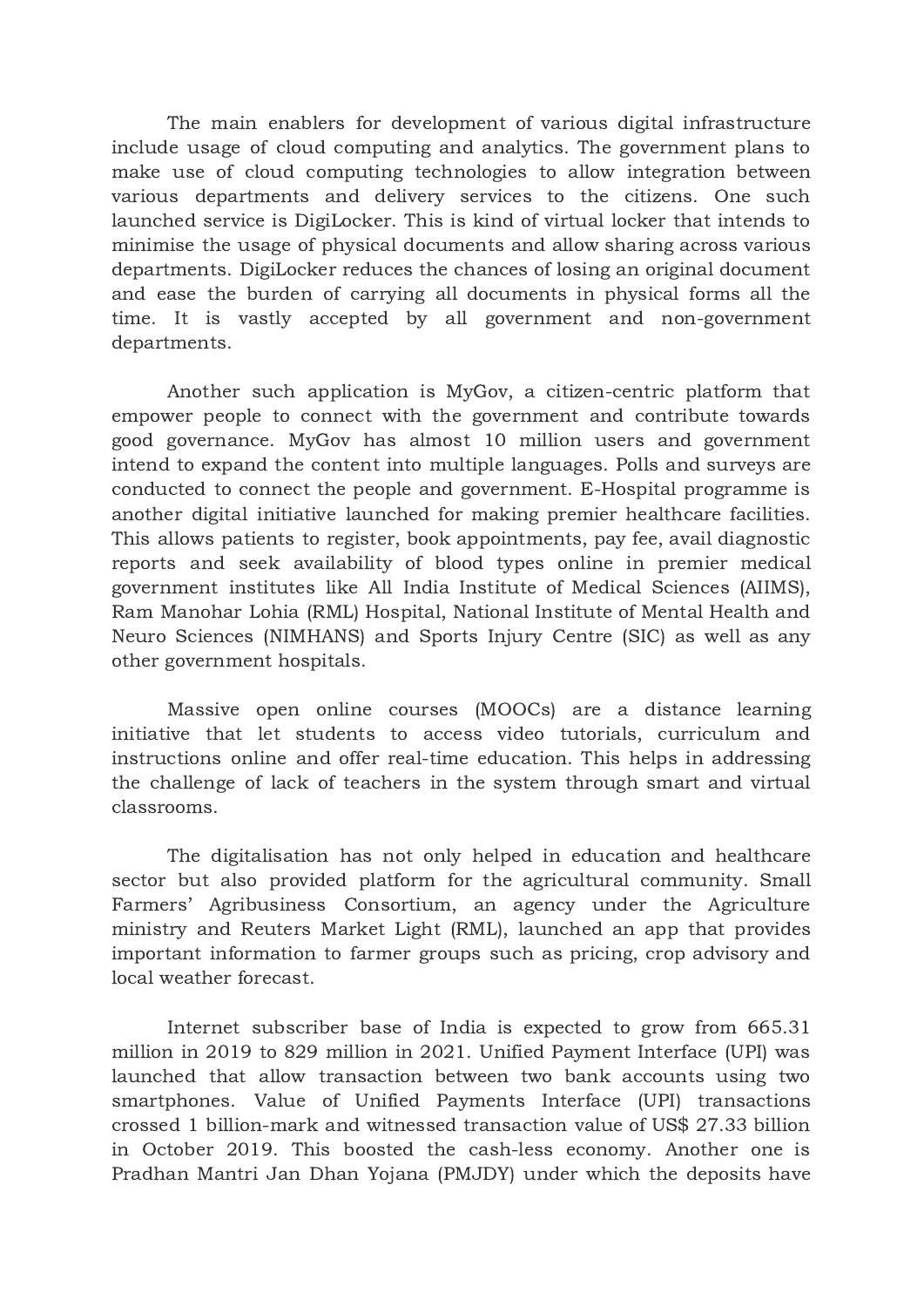The main enablers for development of various digital infrastructure include usage of cloud computing and analytics. The government plans to make use of cloud computing technologies to allow integration between various departments and delivery services to the citizens. One such launched service is DigiLocker. This is kind of virtual locker that intends to minimise the usage of physical documents and allow sharing across various departments. DigiLocker reduces the chances of losing an original document and ease the burden of carrying all documents in physical forms all the time. It is vastly accepted by all government and non-government departments.

Another such application is MyGov, a citizen-centric platform that empower people to connect with the government and contribute towards good governance. MyGov has almost 10 million users and government intend to expand the content into multiple languages. Polls and surveys are conducted to connect the people and government. E-Hospital programme is another digital initiative launched for making premier healthcare facilities. This allows patients to register, book appointments, pay fee, avail diagnostic reports and seek availability of blood types online in premier medical government institutes like All India Institute of Medical Sciences (AIIMS), Ram Manohar Lohia (RML) Hospital, National Institute of Mental Health and Neuro Sciences (NIMHANS) and Sports Injury Centre (SIC) as well as any other government hospitals.

Massive open online courses (MOOCs) are a distance learning initiative that let students to access video tutorials, curriculum and instructions online and offer real-time education. This helps in addressing the challenge of lack of teachers in the system through smart and virtual classrooms.

The digitalisation has not only helped in education and healthcare sector but also provided platform for the agricultural community. Small Farmers' Agribusiness Consortium, an agency under the Agriculture ministry and Reuters Market Light (RML), launched an app that provides important information to farmer groups such as pricing, crop advisory and local weather forecast.

Internet subscriber base of India is expected to grow from 665.31 million in 2019 to 829 million in 2021. Unified Payment Interface (UPI) was launched that allow transaction between two bank accounts using two smartphones. Value of Unified Payments Interface (UPI) transactions crossed 1 billion-mark and witnessed transaction value of US$ 27.33 billion in October 2019. This boosted the cash-less economy. Another one is Pradhan Mantri Jan Dhan Yojana (PMJDY) under which the deposits have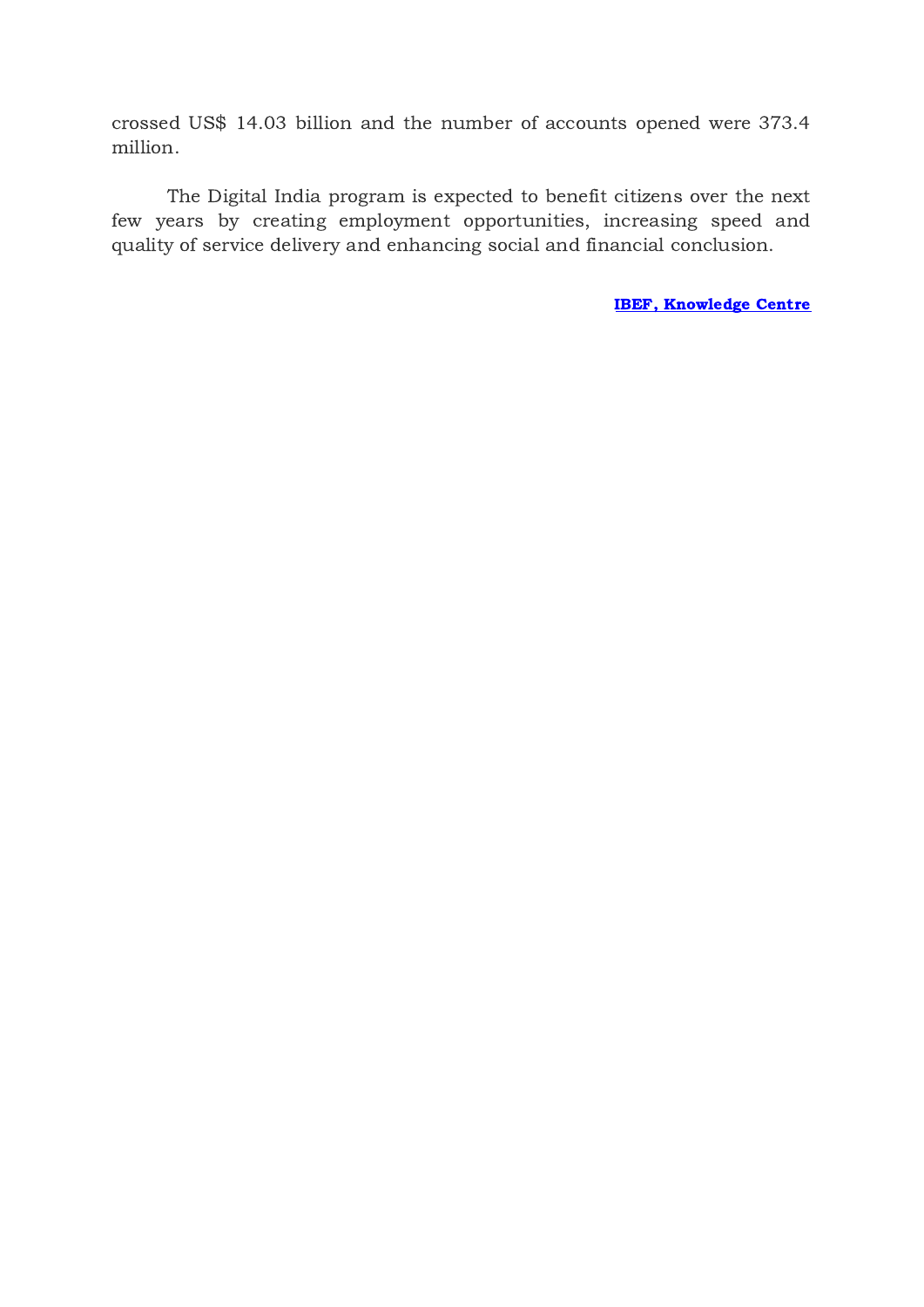crossed US$ 14.03 billion and the number of accounts opened were 373.4 million.

The Digital India program is expected to benefit citizens over the next few years by creating employment opportunities, increasing speed and quality of service delivery and enhancing social and financial conclusion.

**IBEF, Knowledge Centre**